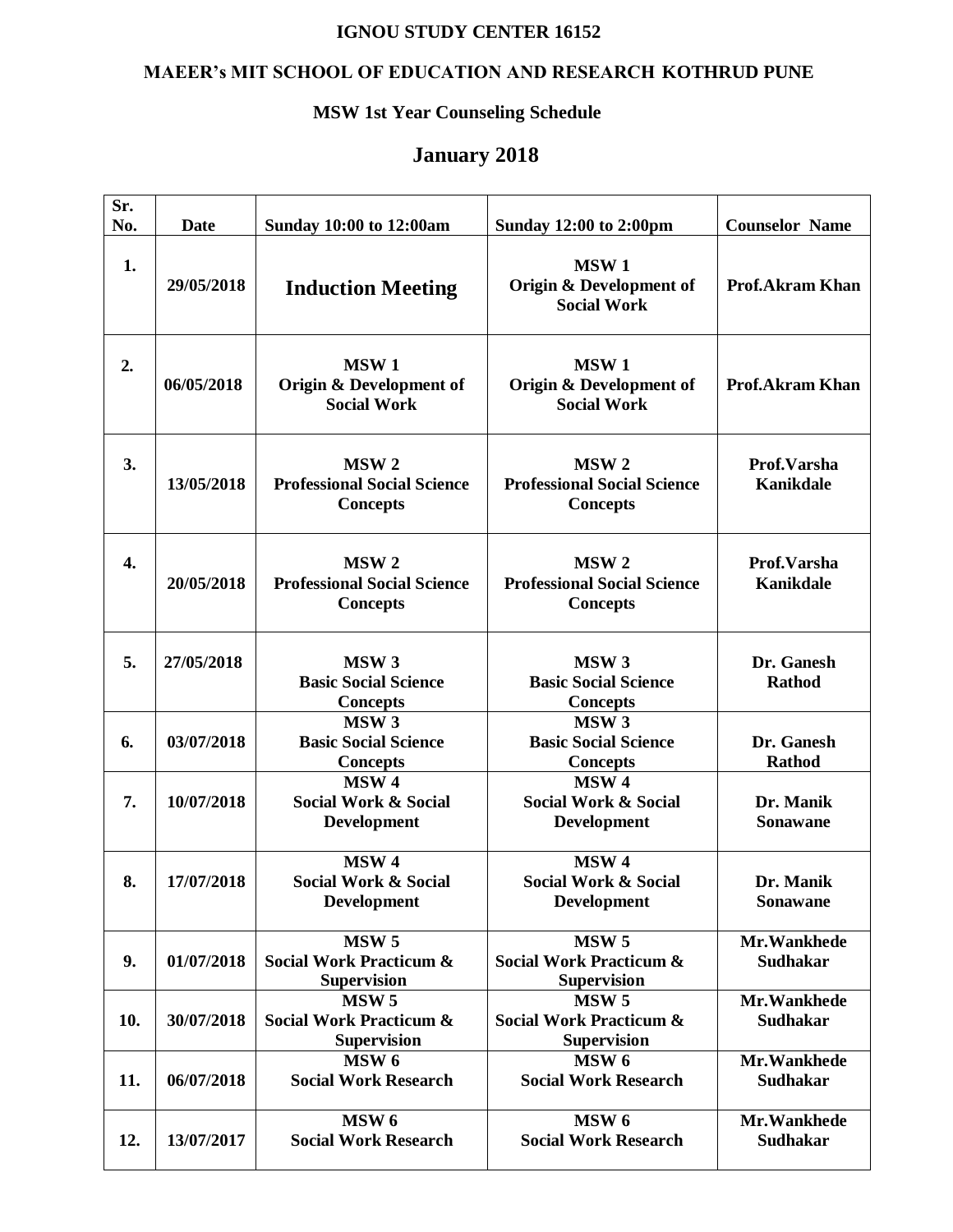**IGNOU STUDY CENTER 16152**

**MAEER's MIT SCHOOL OF EDUCATION AND RESEARCH KOTHRUD PUNE**

**MSW 1st Year Counseling Schedule**

## January 2018

| Sr. No. | Date | Sunday 10:00 to 12:00am | Sunday 12:00 to 2:00pm | Counselor Name |
|---|---|---|---|---|
| 1. | 29/05/2018 | Induction Meeting | MSW 1 Origin & Development of Social Work | Prof.Akram Khan |
| 2. | 06/05/2018 | MSW 1 Origin & Development of Social Work | MSW 1 Origin & Development of Social Work | Prof.Akram Khan |
| 3. | 13/05/2018 | MSW 2 Professional Social Science Concepts | MSW 2 Professional Social Science Concepts | Prof.Varsha Kanikdale |
| 4. | 20/05/2018 | MSW 2 Professional Social Science Concepts | MSW 2 Professional Social Science Concepts | Prof.Varsha Kanikdale |
| 5. | 27/05/2018 | MSW 3 Basic Social Science Concepts | MSW 3 Basic Social Science Concepts | Dr. Ganesh Rathod |
| 6. | 03/07/2018 | MSW 3 Basic Social Science Concepts | MSW 3 Basic Social Science Concepts | Dr. Ganesh Rathod |
| 7. | 10/07/2018 | MSW 4 Social Work & Social Development | MSW 4 Social Work & Social Development | Dr. Manik Sonawane |
| 8. | 17/07/2018 | MSW 4 Social Work & Social Development | MSW 4 Social Work & Social Development | Dr. Manik Sonawane |
| 9. | 01/07/2018 | MSW 5 Social Work Practicum & Supervision | MSW 5 Social Work Practicum & Supervision | Mr.Wankhede Sudhakar |
| 10. | 30/07/2018 | MSW 5 Social Work Practicum & Supervision | MSW 5 Social Work Practicum & Supervision | Mr.Wankhede Sudhakar |
| 11. | 06/07/2018 | MSW 6 Social Work Research | MSW 6 Social Work Research | Mr.Wankhede Sudhakar |
| 12. | 13/07/2017 | MSW 6 Social Work Research | MSW 6 Social Work Research | Mr.Wankhede Sudhakar |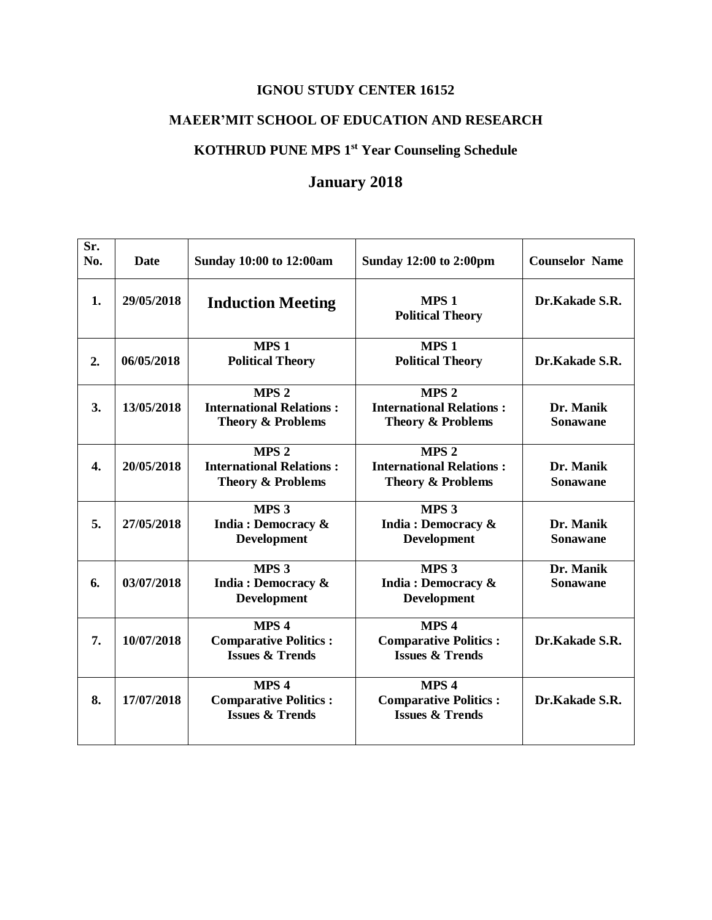**IGNOU STUDY CENTER 16152**

**MAEER'MIT SCHOOL OF EDUCATION AND RESEARCH**

**KOTHRUD PUNE MPS 1st Year Counseling Schedule**

## January 2018

| Sr. No. | Date | Sunday 10:00 to 12:00am | Sunday 12:00 to 2:00pm | Counselor Name |
|---|---|---|---|---|
| 1. | 29/05/2018 | Induction Meeting | MPS 1 Political Theory | Dr.Kakade S.R. |
| 2. | 06/05/2018 | MPS 1 Political Theory | MPS 1 Political Theory | Dr.Kakade S.R. |
| 3. | 13/05/2018 | MPS 2 International Relations : Theory & Problems | MPS 2 International Relations : Theory & Problems | Dr. Manik Sonawane |
| 4. | 20/05/2018 | MPS 2 International Relations : Theory & Problems | MPS 2 International Relations : Theory & Problems | Dr. Manik Sonawane |
| 5. | 27/05/2018 | MPS 3 India : Democracy & Development | MPS 3 India : Democracy & Development | Dr. Manik Sonawane |
| 6. | 03/07/2018 | MPS 3 India : Democracy & Development | MPS 3 India : Democracy & Development | Dr. Manik Sonawane |
| 7. | 10/07/2018 | MPS 4 Comparative Politics : Issues & Trends | MPS 4 Comparative Politics : Issues & Trends | Dr.Kakade S.R. |
| 8. | 17/07/2018 | MPS 4 Comparative Politics : Issues & Trends | MPS 4 Comparative Politics : Issues & Trends | Dr.Kakade S.R. |